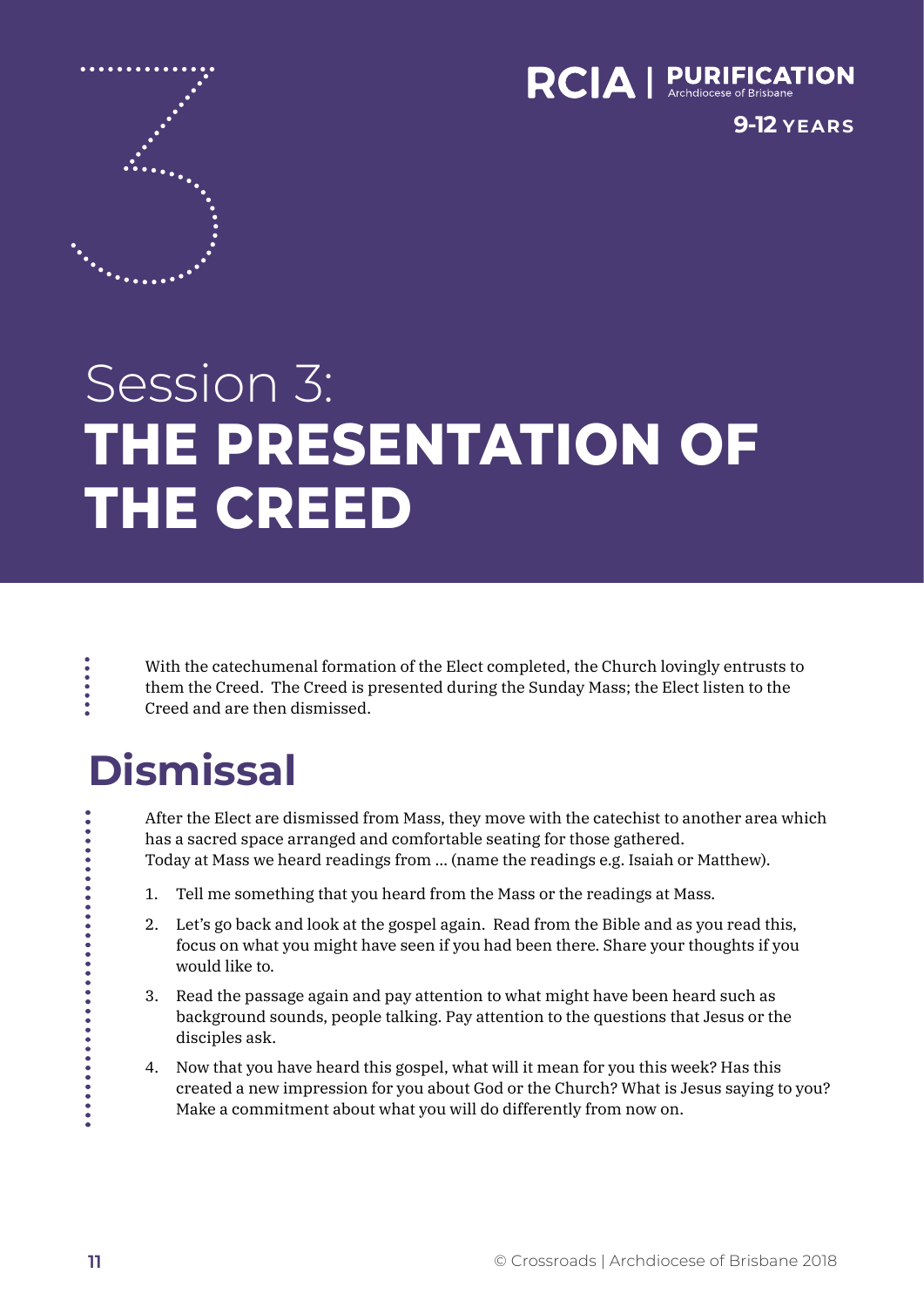RCIA | PURIFICATION
Archdiocese of Brisbane

9-12 YEARS

# Session 3: THE PRESENTATION OF THE CREED

With the catechumenal formation of the Elect completed, the Church lovingly entrusts to them the Creed. The Creed is presented during the Sunday Mass; the Elect listen to the Creed and are then dismissed.

## Dismissal

After the Elect are dismissed from Mass, they move with the catechist to another area which has a sacred space arranged and comfortable seating for those gathered.
Today at Mass we heard readings from ... (name the readings e.g. Isaiah or Matthew).

1. Tell me something that you heard from the Mass or the readings at Mass.
2. Let's go back and look at the gospel again. Read from the Bible and as you read this, focus on what you might have seen if you had been there. Share your thoughts if you would like to.
3. Read the passage again and pay attention to what might have been heard such as background sounds, people talking. Pay attention to the questions that Jesus or the disciples ask.
4. Now that you have heard this gospel, what will it mean for you this week? Has this created a new impression for you about God or the Church? What is Jesus saying to you? Make a commitment about what you will do differently from now on.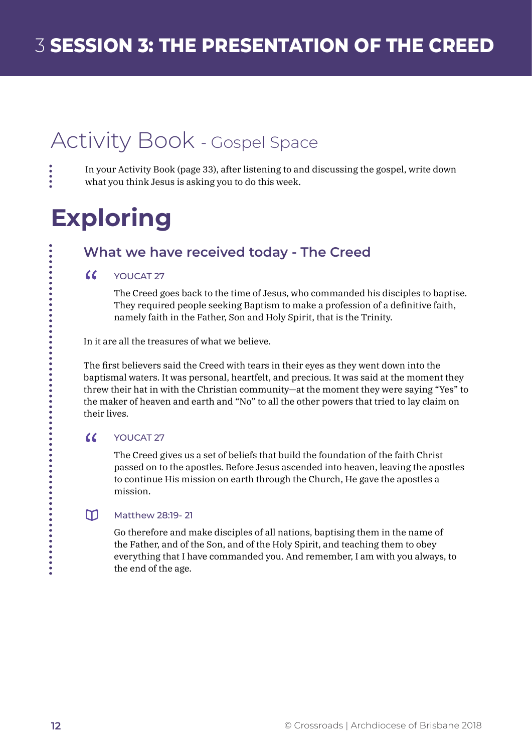# 3 SESSION 3: THE PRESENTATION OF THE CREED

## Activity Book - Gospel Space

In your Activity Book (page 33), after listening to and discussing the gospel, write down what you think Jesus is asking you to do this week.

# Exploring

### What we have received today - The Creed

YOUCAT 27

> The Creed goes back to the time of Jesus, who commanded his disciples to baptise. They required people seeking Baptism to make a profession of a definitive faith, namely faith in the Father, Son and Holy Spirit, that is the Trinity.

In it are all the treasures of what we believe.

The first believers said the Creed with tears in their eyes as they went down into the baptismal waters. It was personal, heartfelt, and precious. It was said at the moment they threw their hat in with the Christian community—at the moment they were saying "Yes" to the maker of heaven and earth and "No" to all the other powers that tried to lay claim on their lives.

YOUCAT 27

> The Creed gives us a set of beliefs that build the foundation of the faith Christ passed on to the apostles. Before Jesus ascended into heaven, leaving the apostles to continue His mission on earth through the Church, He gave the apostles a mission.

Matthew 28:19- 21

> Go therefore and make disciples of all nations, baptising them in the name of the Father, and of the Son, and of the Holy Spirit, and teaching them to obey everything that I have commanded you. And remember, I am with you always, to the end of the age.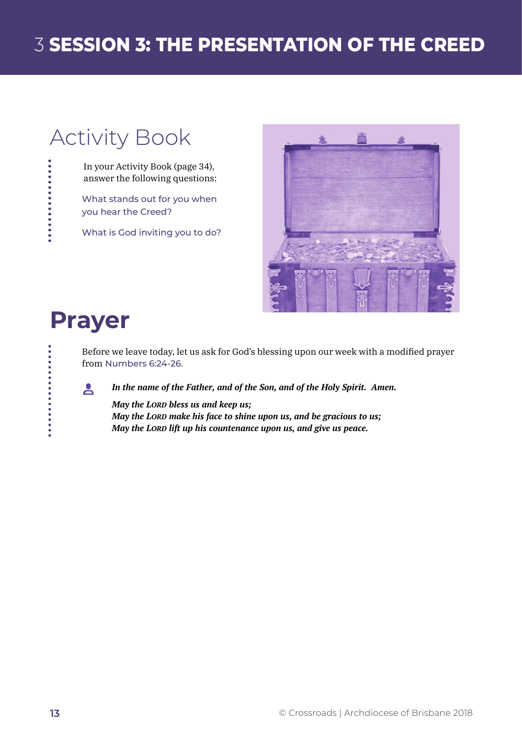# 3 SESSION 3: THE PRESENTATION OF THE CREED

## Activity Book

In your Activity Book (page 34), answer the following questions:

What stands out for you when you hear the Creed?

What is God inviting you to do?

## Prayer

Before we leave today, let us ask for God's blessing upon our week with a modified prayer from Numbers 6:24-26.

***In the name of the Father, and of the Son, and of the Holy Spirit. Amen.***

***May the LORD bless us and keep us;***
***May the LORD make his face to shine upon us, and be gracious to us;***
***May the LORD lift up his countenance upon us, and give us peace.***

© Crossroads | Archdiocese of Brisbane 2018